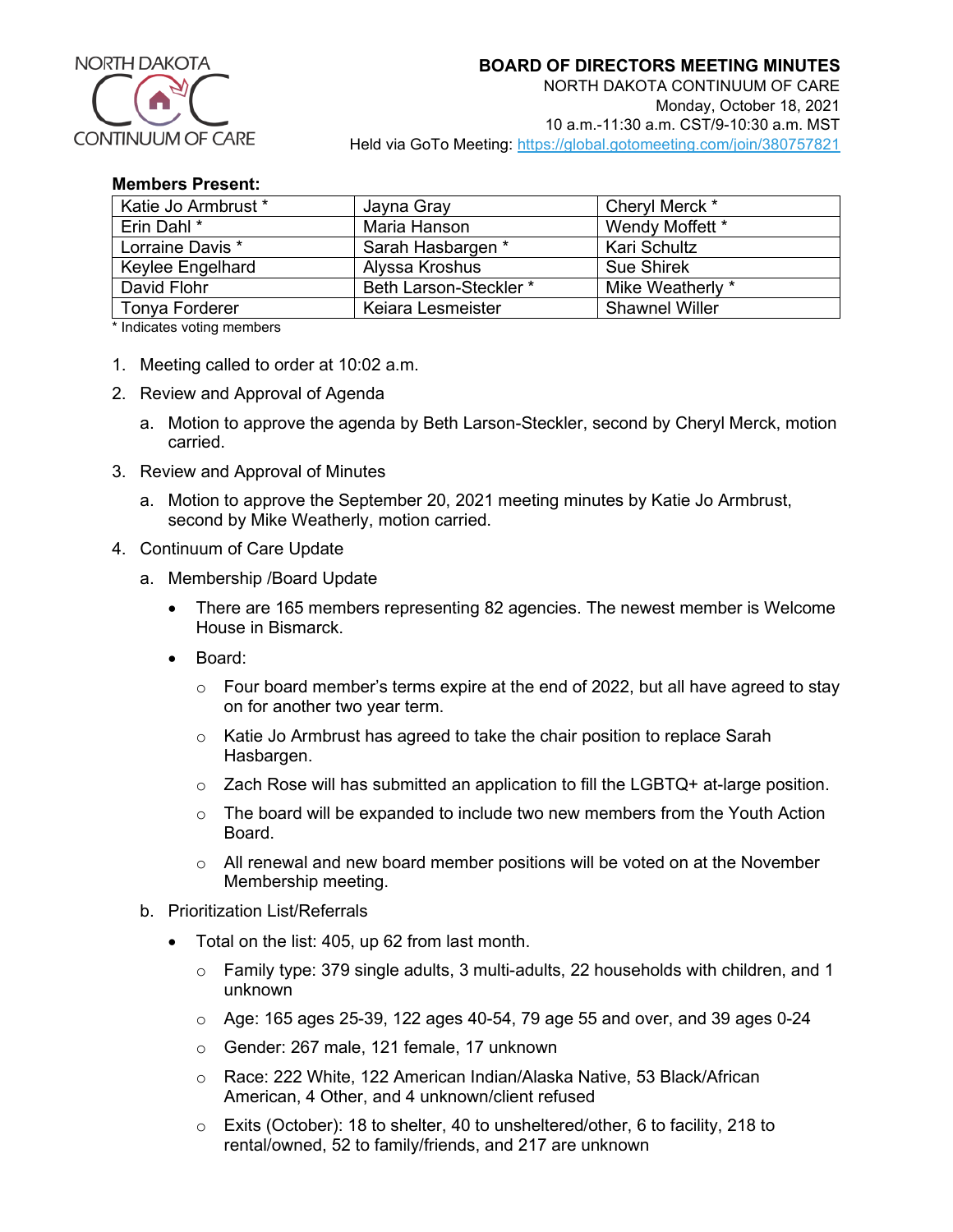NORTH DAKOTA CONTINUUM OF CARE

# BOARD OF DIRECTORS MEETING MINUTES

NORTH DAKOTA CONTINUUM OF CARE
Monday, October 18, 2021
10 a.m.-11:30 a.m. CST/9-10:30 a.m. MST
Held via GoTo Meeting: https://global.gotomeeting.com/join/380757821

**Members Present:**

| | | |
|---|---|---|
| Katie Jo Armbrust * | Jayna Gray | Cheryl Merck * |
| Erin Dahl * | Maria Hanson | Wendy Moffett * |
| Lorraine Davis * | Sarah Hasbargen * | Kari Schultz |
| Keylee Engelhard | Alyssa Kroshus | Sue Shirek |
| David Flohr | Beth Larson-Steckler * | Mike Weatherly * |
| Tonya Forderer | Keiara Lesmeister | Shawnel Willer |

\* Indicates voting members

1. Meeting called to order at 10:02 a.m.
2. Review and Approval of Agenda
   a. Motion to approve the agenda by Beth Larson-Steckler, second by Cheryl Merck, motion carried.
3. Review and Approval of Minutes
   a. Motion to approve the September 20, 2021 meeting minutes by Katie Jo Armbrust, second by Mike Weatherly, motion carried.
4. Continuum of Care Update
   a. Membership /Board Update
      - There are 165 members representing 82 agencies. The newest member is Welcome House in Bismarck.
      - Board:
        - Four board member's terms expire at the end of 2022, but all have agreed to stay on for another two year term.
        - Katie Jo Armbrust has agreed to take the chair position to replace Sarah Hasbargen.
        - Zach Rose will has submitted an application to fill the LGBTQ+ at-large position.
        - The board will be expanded to include two new members from the Youth Action Board.
        - All renewal and new board member positions will be voted on at the November Membership meeting.

   b. Prioritization List/Referrals
      - Total on the list: 405, up 62 from last month.
        - Family type: 379 single adults, 3 multi-adults, 22 households with children, and 1 unknown
        - Age: 165 ages 25-39, 122 ages 40-54, 79 age 55 and over, and 39 ages 0-24
        - Gender: 267 male, 121 female, 17 unknown
        - Race: 222 White, 122 American Indian/Alaska Native, 53 Black/African American, 4 Other, and 4 unknown/client refused
        - Exits (October): 18 to shelter, 40 to unsheltered/other, 6 to facility, 218 to rental/owned, 52 to family/friends, and 217 are unknown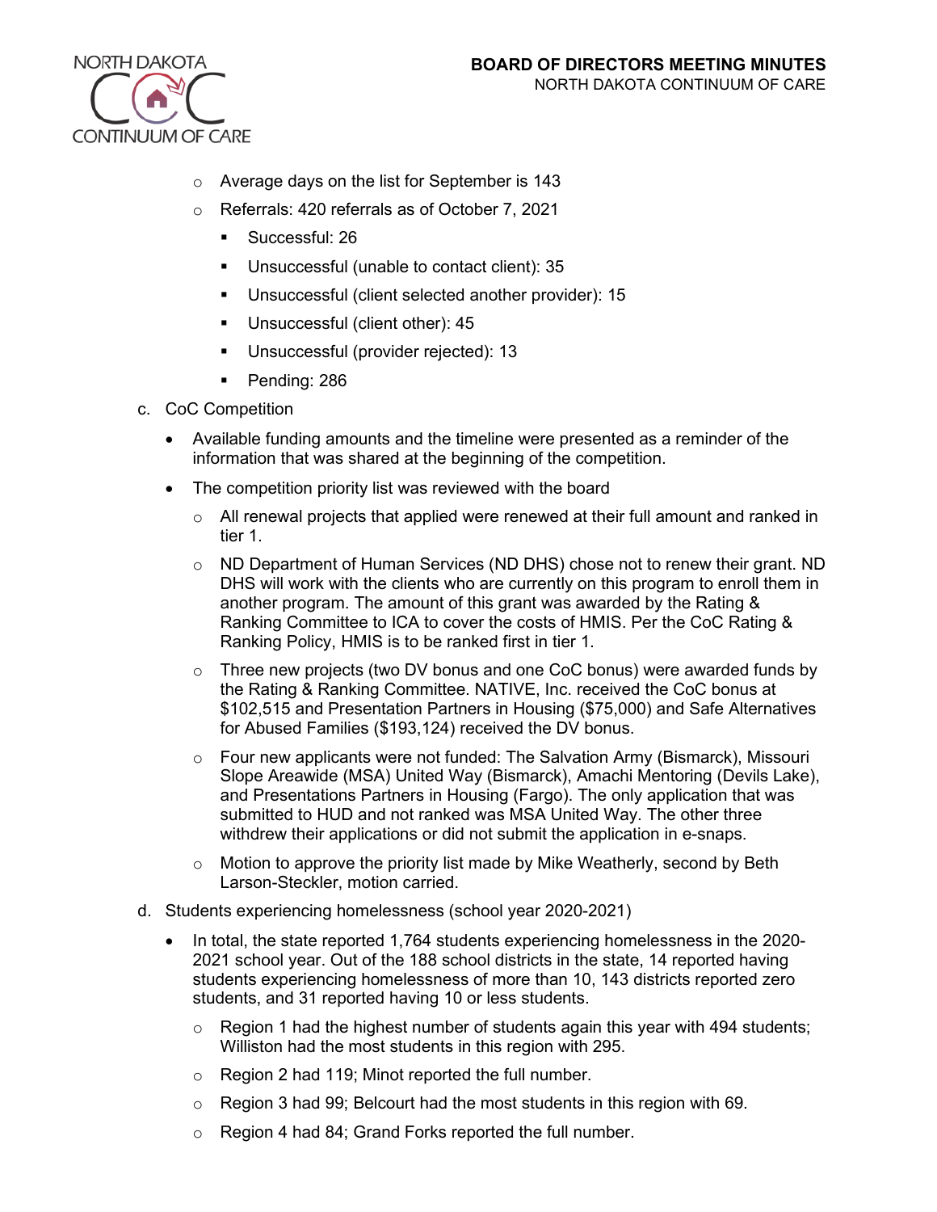- Average days on the list for September is 143
- Referrals: 420 referrals as of October 7, 2021
  - Successful: 26
  - Unsuccessful (unable to contact client): 35
  - Unsuccessful (client selected another provider): 15
  - Unsuccessful (client other): 45
  - Unsuccessful (provider rejected): 13
  - Pending: 286

c. CoC Competition

- Available funding amounts and the timeline were presented as a reminder of the information that was shared at the beginning of the competition.
- The competition priority list was reviewed with the board
  - All renewal projects that applied were renewed at their full amount and ranked in tier 1.
  - ND Department of Human Services (ND DHS) chose not to renew their grant. ND DHS will work with the clients who are currently on this program to enroll them in another program. The amount of this grant was awarded by the Rating & Ranking Committee to ICA to cover the costs of HMIS. Per the CoC Rating & Ranking Policy, HMIS is to be ranked first in tier 1.
  - Three new projects (two DV bonus and one CoC bonus) were awarded funds by the Rating & Ranking Committee. NATIVE, Inc. received the CoC bonus at $102,515 and Presentation Partners in Housing ($75,000) and Safe Alternatives for Abused Families ($193,124) received the DV bonus.
  - Four new applicants were not funded: The Salvation Army (Bismarck), Missouri Slope Areawide (MSA) United Way (Bismarck), Amachi Mentoring (Devils Lake), and Presentations Partners in Housing (Fargo). The only application that was submitted to HUD and not ranked was MSA United Way. The other three withdrew their applications or did not submit the application in e-snaps.
  - Motion to approve the priority list made by Mike Weatherly, second by Beth Larson-Steckler, motion carried.

d. Students experiencing homelessness (school year 2020-2021)

- In total, the state reported 1,764 students experiencing homelessness in the 2020-2021 school year. Out of the 188 school districts in the state, 14 reported having students experiencing homelessness of more than 10, 143 districts reported zero students, and 31 reported having 10 or less students.
  - Region 1 had the highest number of students again this year with 494 students; Williston had the most students in this region with 295.
  - Region 2 had 119; Minot reported the full number.
  - Region 3 had 99; Belcourt had the most students in this region with 69.
  - Region 4 had 84; Grand Forks reported the full number.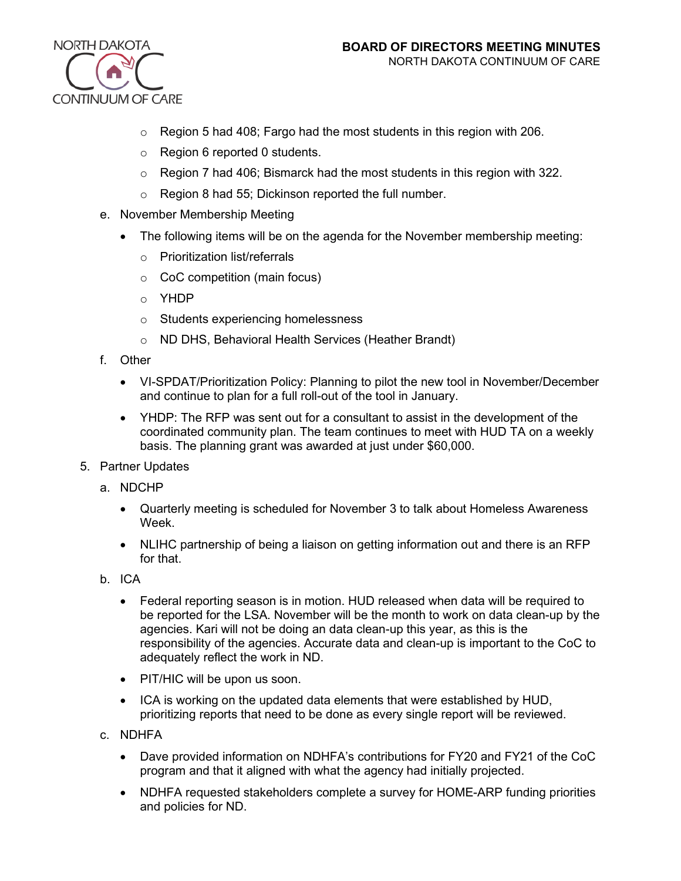- Region 5 had 408; Fargo had the most students in this region with 206.
   - Region 6 reported 0 students.
   - Region 7 had 406; Bismarck had the most students in this region with 322.
   - Region 8 had 55; Dickinson reported the full number.

e. November Membership Meeting

- The following items will be on the agenda for the November membership meeting:
  - Prioritization list/referrals
  - CoC competition (main focus)
  - YHDP
  - Students experiencing homelessness
  - ND DHS, Behavioral Health Services (Heather Brandt)

f. Other

- VI-SPDAT/Prioritization Policy: Planning to pilot the new tool in November/December and continue to plan for a full roll-out of the tool in January.
- YHDP: The RFP was sent out for a consultant to assist in the development of the coordinated community plan. The team continues to meet with HUD TA on a weekly basis. The planning grant was awarded at just under $60,000.

5. Partner Updates

a. NDCHP

- Quarterly meeting is scheduled for November 3 to talk about Homeless Awareness Week.
- NLIHC partnership of being a liaison on getting information out and there is an RFP for that.

b. ICA

- Federal reporting season is in motion. HUD released when data will be required to be reported for the LSA. November will be the month to work on data clean-up by the agencies. Kari will not be doing an data clean-up this year, as this is the responsibility of the agencies. Accurate data and clean-up is important to the CoC to adequately reflect the work in ND.
- PIT/HIC will be upon us soon.
- ICA is working on the updated data elements that were established by HUD, prioritizing reports that need to be done as every single report will be reviewed.

c. NDHFA

- Dave provided information on NDHFA's contributions for FY20 and FY21 of the CoC program and that it aligned with what the agency had initially projected.
- NDHFA requested stakeholders complete a survey for HOME-ARP funding priorities and policies for ND.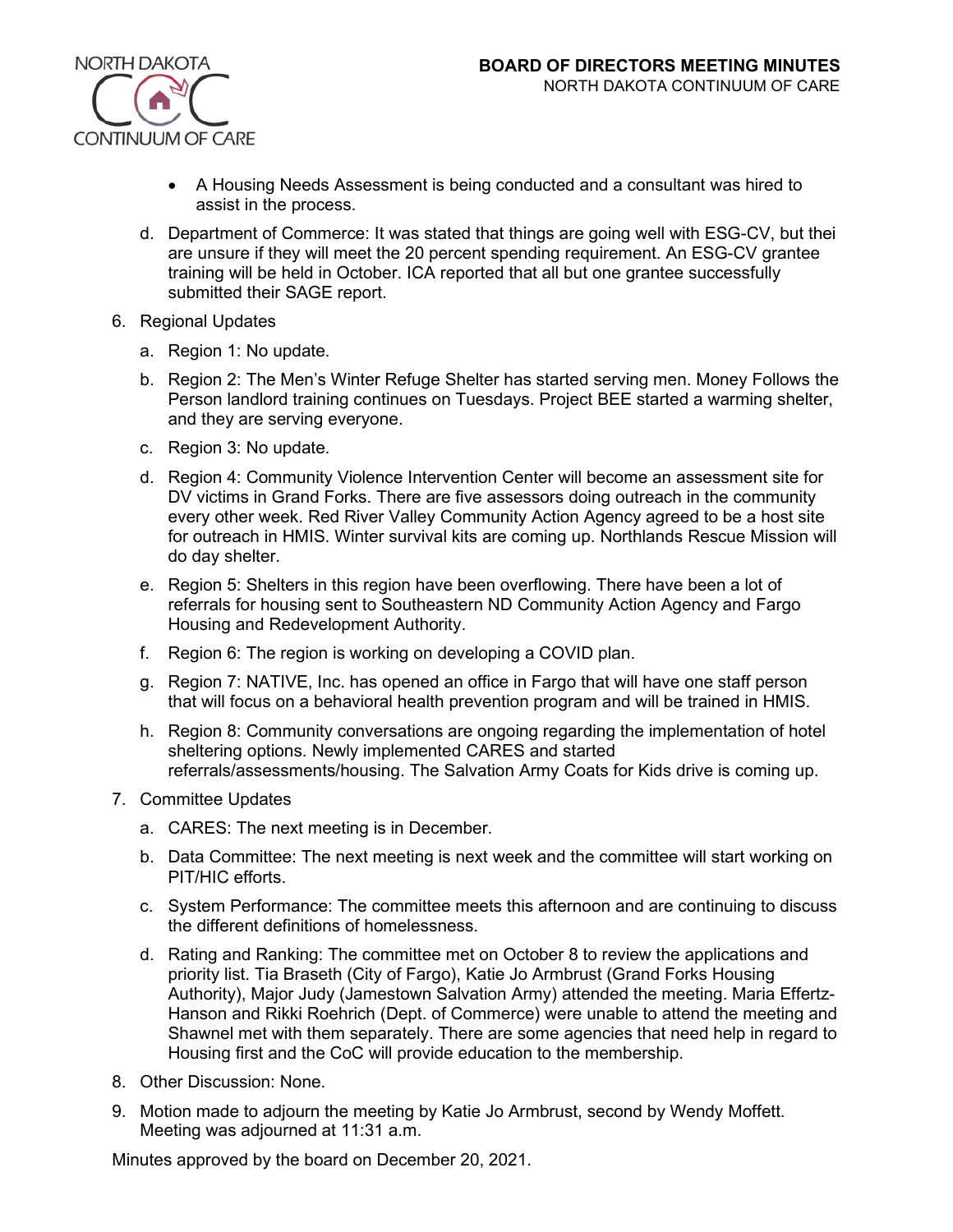- A Housing Needs Assessment is being conducted and a consultant was hired to assist in the process.

d. Department of Commerce: It was stated that things are going well with ESG-CV, but thei are unsure if they will meet the 20 percent spending requirement. An ESG-CV grantee training will be held in October. ICA reported that all but one grantee successfully submitted their SAGE report.

6. Regional Updates
   a. Region 1: No update.
   b. Region 2: The Men's Winter Refuge Shelter has started serving men. Money Follows the Person landlord training continues on Tuesdays. Project BEE started a warming shelter, and they are serving everyone.
   c. Region 3: No update.
   d. Region 4: Community Violence Intervention Center will become an assessment site for DV victims in Grand Forks. There are five assessors doing outreach in the community every other week. Red River Valley Community Action Agency agreed to be a host site for outreach in HMIS. Winter survival kits are coming up. Northlands Rescue Mission will do day shelter.
   e. Region 5: Shelters in this region have been overflowing. There have been a lot of referrals for housing sent to Southeastern ND Community Action Agency and Fargo Housing and Redevelopment Authority.
   f. Region 6: The region is working on developing a COVID plan.
   g. Region 7: NATIVE, Inc. has opened an office in Fargo that will have one staff person that will focus on a behavioral health prevention program and will be trained in HMIS.
   h. Region 8: Community conversations are ongoing regarding the implementation of hotel sheltering options. Newly implemented CARES and started referrals/assessments/housing. The Salvation Army Coats for Kids drive is coming up.

7. Committee Updates
   a. CARES: The next meeting is in December.
   b. Data Committee: The next meeting is next week and the committee will start working on PIT/HIC efforts.
   c. System Performance: The committee meets this afternoon and are continuing to discuss the different definitions of homelessness.
   d. Rating and Ranking: The committee met on October 8 to review the applications and priority list. Tia Braseth (City of Fargo), Katie Jo Armbrust (Grand Forks Housing Authority), Major Judy (Jamestown Salvation Army) attended the meeting. Maria Effertz-Hanson and Rikki Roehrich (Dept. of Commerce) were unable to attend the meeting and Shawnel met with them separately. There are some agencies that need help in regard to Housing first and the CoC will provide education to the membership.

8. Other Discussion: None.

9. Motion made to adjourn the meeting by Katie Jo Armbrust, second by Wendy Moffett. Meeting was adjourned at 11:31 a.m.

Minutes approved by the board on December 20, 2021.